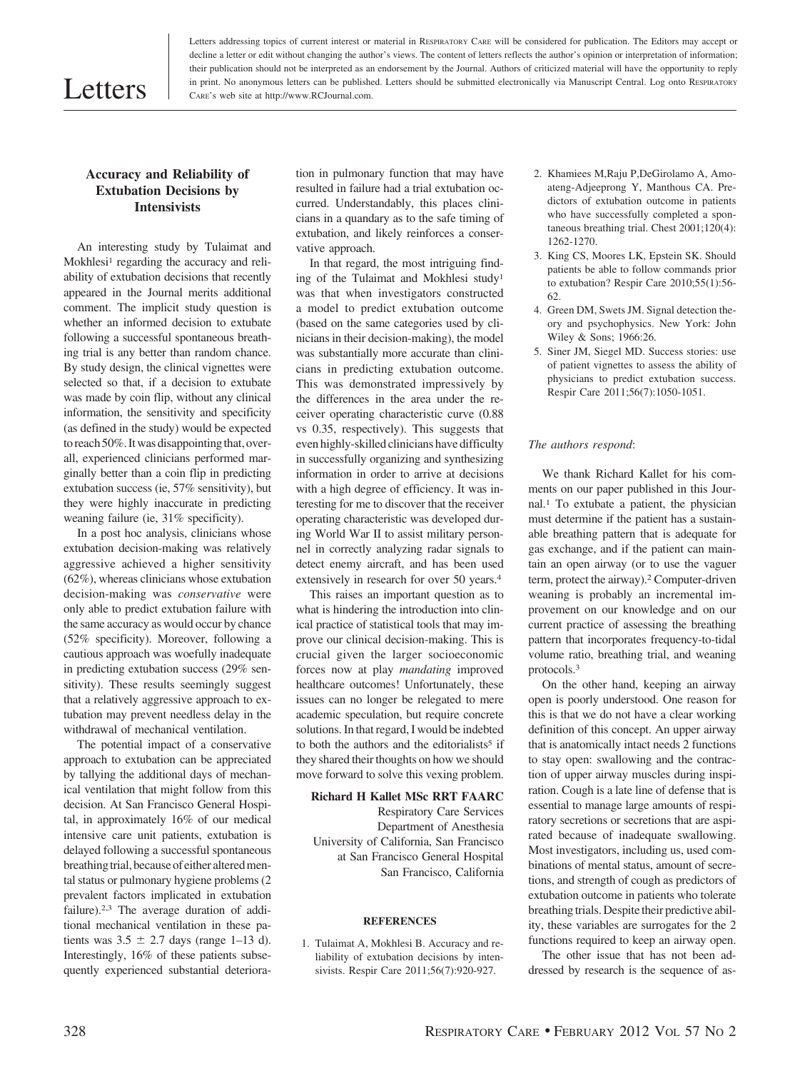# Letters

Letters addressing topics of current interest or material in RESPIRATORY CARE will be considered for publication. The Editors may accept or decline a letter or edit without changing the author's views. The content of letters reflects the author's opinion or interpretation of information; their publication should not be interpreted as an endorsement by the Journal. Authors of criticized material will have the opportunity to reply in print. No anonymous letters can be published. Letters should be submitted electronically via Manuscript Central. Log onto RESPIRATORY CARE's web site at http://www.RCJournal.com.

## Accuracy and Reliability of Extubation Decisions by Intensivists

An interesting study by Tulaimat and Mokhlesi[1] regarding the accuracy and reliability of extubation decisions that recently appeared in the Journal merits additional comment. The implicit study question is whether an informed decision to extubate following a successful spontaneous breathing trial is any better than random chance. By study design, the clinical vignettes were selected so that, if a decision to extubate was made by coin flip, without any clinical information, the sensitivity and specificity (as defined in the study) would be expected to reach 50%. It was disappointing that, overall, experienced clinicians performed marginally better than a coin flip in predicting extubation success (ie, 57% sensitivity), but they were highly inaccurate in predicting weaning failure (ie, 31% specificity).

In a post hoc analysis, clinicians whose extubation decision-making was relatively aggressive achieved a higher sensitivity (62%), whereas clinicians whose extubation decision-making was *conservative* were only able to predict extubation failure with the same accuracy as would occur by chance (52% specificity). Moreover, following a cautious approach was woefully inadequate in predicting extubation success (29% sensitivity). These results seemingly suggest that a relatively aggressive approach to extubation may prevent needless delay in the withdrawal of mechanical ventilation.

The potential impact of a conservative approach to extubation can be appreciated by tallying the additional days of mechanical ventilation that might follow from this decision. At San Francisco General Hospital, in approximately 16% of our medical intensive care unit patients, extubation is delayed following a successful spontaneous breathing trial, because of either altered mental status or pulmonary hygiene problems (2 prevalent factors implicated in extubation failure).[2,3] The average duration of additional mechanical ventilation in these patients was 3.5 ± 2.7 days (range 1–13 d). Interestingly, 16% of these patients subsequently experienced substantial deterioration in pulmonary function that may have resulted in failure had a trial extubation occurred. Understandably, this places clinicians in a quandary as to the safe timing of extubation, and likely reinforces a conservative approach.

In that regard, the most intriguing finding of the Tulaimat and Mokhlesi study[1] was that when investigators constructed a model to predict extubation outcome (based on the same categories used by clinicians in their decision-making), the model was substantially more accurate than clinicians in predicting extubation outcome. This was demonstrated impressively by the differences in the area under the receiver operating characteristic curve (0.88 vs 0.35, respectively). This suggests that even highly-skilled clinicians have difficulty in successfully organizing and synthesizing information in order to arrive at decisions with a high degree of efficiency. It was interesting for me to discover that the receiver operating characteristic was developed during World War II to assist military personnel in correctly analyzing radar signals to detect enemy aircraft, and has been used extensively in research for over 50 years.[4]

This raises an important question as to what is hindering the introduction into clinical practice of statistical tools that may improve our clinical decision-making. This is crucial given the larger socioeconomic forces now at play *mandating* improved healthcare outcomes! Unfortunately, these issues can no longer be relegated to mere academic speculation, but require concrete solutions. In that regard, I would be indebted to both the authors and the editorialists[5] if they shared their thoughts on how we should move forward to solve this vexing problem.

**Richard H Kallet MSc RRT FAARC**
Respiratory Care Services
Department of Anesthesia
University of California, San Francisco
at San Francisco General Hospital
San Francisco, California

### REFERENCES

1. Tulaimat A, Mokhlesi B. Accuracy and reliability of extubation decisions by intensivists. Respir Care 2011;56(7):920-927.
2. Khamiees M, Raju P, DeGirolamo A, Amoateng-Adjeeprong Y, Manthous CA. Predictors of extubation outcome in patients who have successfully completed a spontaneous breathing trial. Chest 2001;120(4):1262-1270.
3. King CS, Moores LK, Epstein SK. Should patients be able to follow commands prior to extubation? Respir Care 2010;55(1):56-62.
4. Green DM, Swets JM. Signal detection theory and psychophysics. New York: John Wiley & Sons; 1966:26.
5. Siner JM, Siegel MD. Success stories: use of patient vignettes to assess the ability of physicians to predict extubation success. Respir Care 2011;56(7):1050-1051.

*The authors respond*:

We thank Richard Kallet for his comments on our paper published in this Journal.[1] To extubate a patient, the physician must determine if the patient has a sustainable breathing pattern that is adequate for gas exchange, and if the patient can maintain an open airway (or to use the vaguer term, protect the airway).[2] Computer-driven weaning is probably an incremental improvement on our knowledge and on our current practice of assessing the breathing pattern that incorporates frequency-to-tidal volume ratio, breathing trial, and weaning protocols.[3]

On the other hand, keeping an airway open is poorly understood. One reason for this is that we do not have a clear working definition of this concept. An upper airway that is anatomically intact needs 2 functions to stay open: swallowing and the contraction of upper airway muscles during inspiration. Cough is a late line of defense that is essential to manage large amounts of respiratory secretions or secretions that are aspirated because of inadequate swallowing. Most investigators, including us, used combinations of mental status, amount of secretions, and strength of cough as predictors of extubation outcome in patients who tolerate breathing trials. Despite their predictive ability, these variables are surrogates for the 2 functions required to keep an airway open.

The other issue that has not been addressed by research is the sequence of as-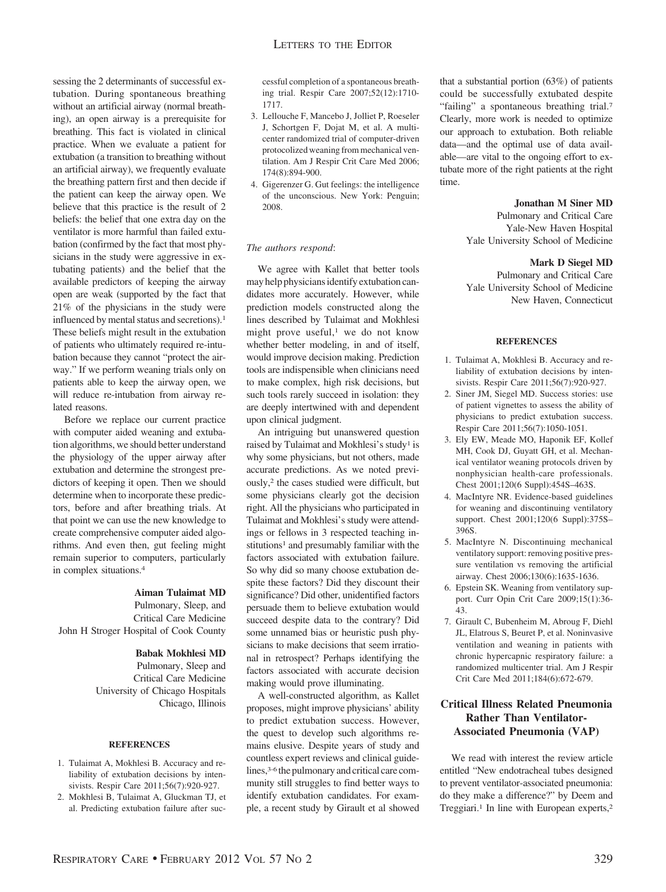sessing the 2 determinants of successful extubation. During spontaneous breathing without an artificial airway (normal breathing), an open airway is a prerequisite for breathing. This fact is violated in clinical practice. When we evaluate a patient for extubation (a transition to breathing without an artificial airway), we frequently evaluate the breathing pattern first and then decide if the patient can keep the airway open. We believe that this practice is the result of 2 beliefs: the belief that one extra day on the ventilator is more harmful than failed extubation (confirmed by the fact that most physicians in the study were aggressive in extubating patients) and the belief that the available predictors of keeping the airway open are weak (supported by the fact that 21% of the physicians in the study were influenced by mental status and secretions).[1] These beliefs might result in the extubation of patients who ultimately required re-intubation because they cannot "protect the airway." If we perform weaning trials only on patients able to keep the airway open, we will reduce re-intubation from airway related reasons.

Before we replace our current practice with computer aided weaning and extubation algorithms, we should better understand the physiology of the upper airway after extubation and determine the strongest predictors of keeping it open. Then we should determine when to incorporate these predictors, before and after breathing trials. At that point we can use the new knowledge to create comprehensive computer aided algorithms. And even then, gut feeling might remain superior to computers, particularly in complex situations.[4]

**Aiman Tulaimat MD**
Pulmonary, Sleep, and
Critical Care Medicine
John H Stroger Hospital of Cook County

**Babak Mokhlesi MD**
Pulmonary, Sleep and
Critical Care Medicine
University of Chicago Hospitals
Chicago, Illinois

#### REFERENCES

1. Tulaimat A, Mokhlesi B. Accuracy and reliability of extubation decisions by intensivists. Respir Care 2011;56(7):920-927.
2. Mokhlesi B, Tulaimat A, Gluckman TJ, et al. Predicting extubation failure after successful completion of a spontaneous breathing trial. Respir Care 2007;52(12):1710-1717.
3. Lellouche F, Mancebo J, Jolliet P, Roeseler J, Schortgen F, Dojat M, et al. A multicenter randomized trial of computer-driven protocolized weaning from mechanical ventilation. Am J Respir Crit Care Med 2006;174(8):894-900.
4. Gigerenzer G. Gut feelings: the intelligence of the unconscious. New York: Penguin; 2008.

*The authors respond*:

We agree with Kallet that better tools may help physicians identify extubation candidates more accurately. However, while prediction models constructed along the lines described by Tulaimat and Mokhlesi might prove useful,[1] we do not know whether better modeling, in and of itself, would improve decision making. Prediction tools are indispensible when clinicians need to make complex, high risk decisions, but such tools rarely succeed in isolation: they are deeply intertwined with and dependent upon clinical judgment.

An intriguing but unanswered question raised by Tulaimat and Mokhlesi's study[1] is why some physicians, but not others, made accurate predictions. As we noted previously,[2] the cases studied were difficult, but some physicians clearly got the decision right. All the physicians who participated in Tulaimat and Mokhlesi's study were attendings or fellows in 3 respected teaching institutions[1] and presumably familiar with the factors associated with extubation failure. So why did so many choose extubation despite these factors? Did they discount their significance? Did other, unidentified factors persuade them to believe extubation would succeed despite data to the contrary? Did some unnamed bias or heuristic push physicians to make decisions that seem irrational in retrospect? Perhaps identifying the factors associated with accurate decision making would prove illuminating.

A well-constructed algorithm, as Kallet proposes, might improve physicians' ability to predict extubation success. However, the quest to develop such algorithms remains elusive. Despite years of study and countless expert reviews and clinical guidelines,[3–6] the pulmonary and critical care community still struggles to find better ways to identify extubation candidates. For example, a recent study by Girault et al showed that a substantial portion (63%) of patients could be successfully extubated despite "failing" a spontaneous breathing trial.[7] Clearly, more work is needed to optimize our approach to extubation. Both reliable data—and the optimal use of data available—are vital to the ongoing effort to extubate more of the right patients at the right time.

**Jonathan M Siner MD**
Pulmonary and Critical Care
Yale-New Haven Hospital
Yale University School of Medicine

**Mark D Siegel MD**
Pulmonary and Critical Care
Yale University School of Medicine
New Haven, Connecticut

#### REFERENCES

1. Tulaimat A, Mokhlesi B. Accuracy and reliability of extubation decisions by intensivists. Respir Care 2011;56(7):920-927.
2. Siner JM, Siegel MD. Success stories: use of patient vignettes to assess the ability of physicians to predict extubation success. Respir Care 2011;56(7):1050-1051.
3. Ely EW, Meade MO, Haponik EF, Kollef MH, Cook DJ, Guyatt GH, et al. Mechanical ventilator weaning protocols driven by nonphysician health-care professionals. Chest 2001;120(6 Suppl):454S–463S.
4. MacIntyre NR. Evidence-based guidelines for weaning and discontinuing ventilatory support. Chest 2001;120(6 Suppl):375S–396S.
5. MacIntyre N. Discontinuing mechanical ventilatory support: removing positive pressure ventilation vs removing the artificial airway. Chest 2006;130(6):1635-1636.
6. Epstein SK. Weaning from ventilatory support. Curr Opin Crit Care 2009;15(1):36-43.
7. Girault C, Bubenheim M, Abroug F, Diehl JL, Elatrous S, Beuret P, et al. Noninvasive ventilation and weaning in patients with chronic hypercapnic respiratory failure: a randomized multicenter trial. Am J Respir Crit Care Med 2011;184(6):672-679.

## Critical Illness Related Pneumonia Rather Than Ventilator-Associated Pneumonia (VAP)

We read with interest the review article entitled "New endotracheal tubes designed to prevent ventilator-associated pneumonia: do they make a difference?" by Deem and Treggiari.[1] In line with European experts,[2]